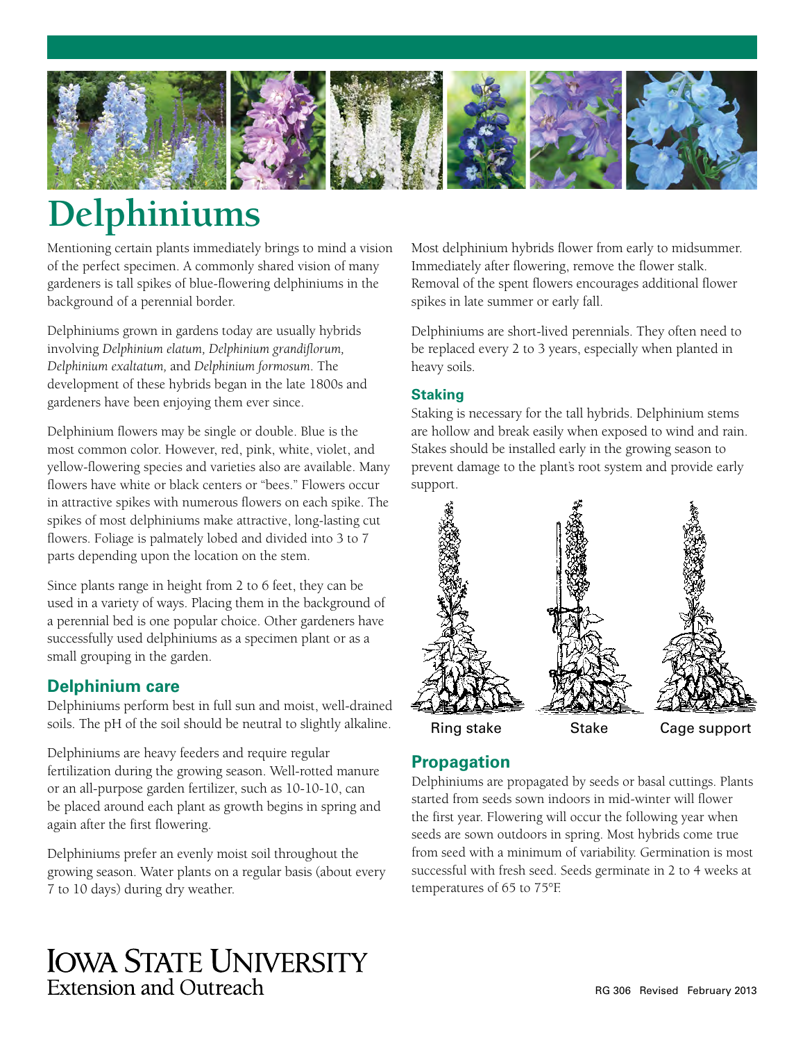# Delphiniums

Mentioning certain plants immediately brings to mind a vision of the perfect specimen. A commonly shared vision of many gardeners is tall spikes of blue-flowering delphiniums in the background of a perennial border.

Delphiniums grown in gardens today are usually hybrids involving *Delphinium elatum, Delphinium grandiflorum, Delphinium exaltatum,* and *Delphinium formosum*. The development of these hybrids began in the late 1800s and gardeners have been enjoying them ever since.

Delphinium flowers may be single or double. Blue is the most common color. However, red, pink, white, violet, and yellow-flowering species and varieties also are available. Many flowers have white or black centers or "bees." Flowers occur in attractive spikes with numerous flowers on each spike. The spikes of most delphiniums make attractive, long-lasting cut flowers. Foliage is palmately lobed and divided into 3 to 7 parts depending upon the location on the stem.

Since plants range in height from 2 to 6 feet, they can be used in a variety of ways. Placing them in the background of a perennial bed is one popular choice. Other gardeners have successfully used delphiniums as a specimen plant or as a small grouping in the garden.

## Delphinium care

Delphiniums perform best in full sun and moist, well-drained soils. The pH of the soil should be neutral to slightly alkaline.

Delphiniums are heavy feeders and require regular fertilization during the growing season. Well-rotted manure or an all-purpose garden fertilizer, such as 10-10-10, can be placed around each plant as growth begins in spring and again after the first flowering.

Delphiniums prefer an evenly moist soil throughout the growing season. Water plants on a regular basis (about every 7 to 10 days) during dry weather.

Most delphinium hybrids flower from early to midsummer. Immediately after flowering, remove the flower stalk. Removal of the spent flowers encourages additional flower spikes in late summer or early fall.

Delphiniums are short-lived perennials. They often need to be replaced every 2 to 3 years, especially when planted in heavy soils.

### Staking

Staking is necessary for the tall hybrids. Delphinium stems are hollow and break easily when exposed to wind and rain. Stakes should be installed early in the growing season to prevent damage to the plant's root system and provide early support.

Ring stake | Stake | Cage support

## Propagation

Delphiniums are propagated by seeds or basal cuttings. Plants started from seeds sown indoors in mid-winter will flower the first year. Flowering will occur the following year when seeds are sown outdoors in spring. Most hybrids come true from seed with a minimum of variability. Germination is most successful with fresh seed. Seeds germinate in 2 to 4 weeks at temperatures of 65 to 75°F.

Iowa State University Extension and Outreach

RG 306 Revised February 2013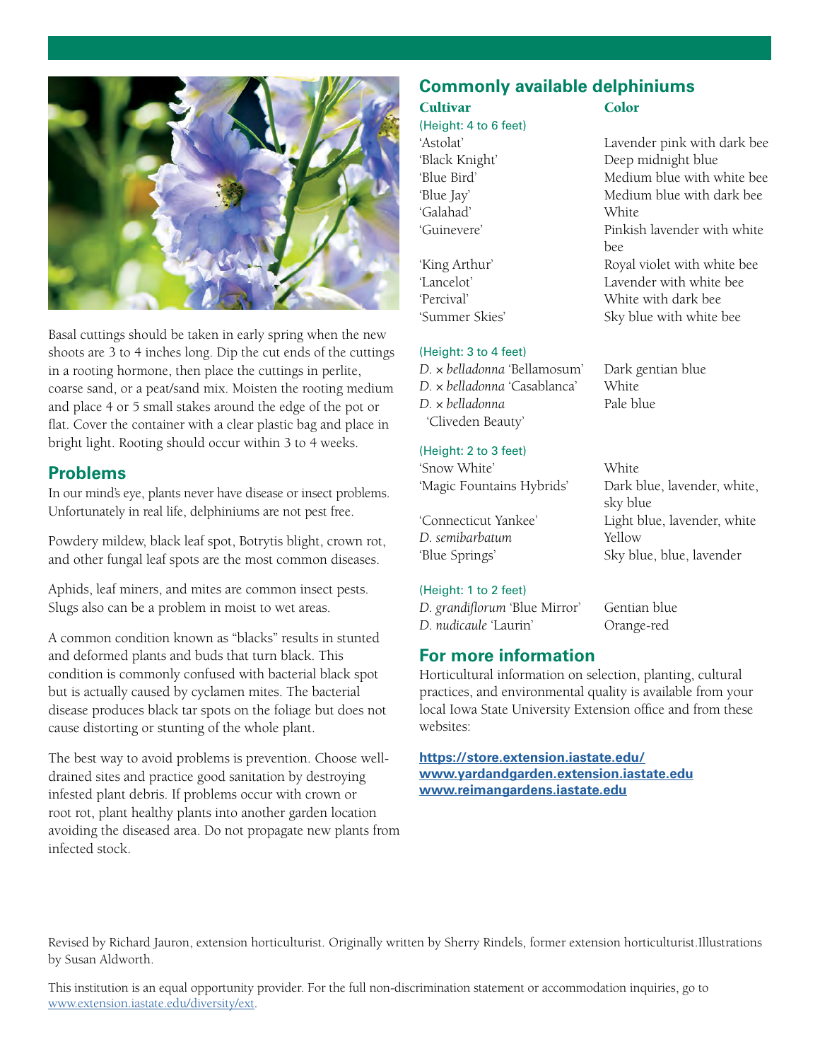Basal cuttings should be taken in early spring when the new shoots are 3 to 4 inches long. Dip the cut ends of the cuttings in a rooting hormone, then place the cuttings in perlite, coarse sand, or a peat/sand mix. Moisten the rooting medium and place 4 or 5 small stakes around the edge of the pot or flat. Cover the container with a clear plastic bag and place in bright light. Rooting should occur within 3 to 4 weeks.

## Problems

In our mind's eye, plants never have disease or insect problems. Unfortunately in real life, delphiniums are not pest free.

Powdery mildew, black leaf spot, Botrytis blight, crown rot, and other fungal leaf spots are the most common diseases.

Aphids, leaf miners, and mites are common insect pests. Slugs also can be a problem in moist to wet areas.

A common condition known as "blacks" results in stunted and deformed plants and buds that turn black. This condition is commonly confused with bacterial black spot but is actually caused by cyclamen mites. The bacterial disease produces black tar spots on the foliage but does not cause distorting or stunting of the whole plant.

The best way to avoid problems is prevention. Choose well-drained sites and practice good sanitation by destroying infested plant debris. If problems occur with crown or root rot, plant healthy plants into another garden location avoiding the diseased area. Do not propagate new plants from infected stock.

## Commonly available delphiniums

| Cultivar | Color |
|---|---|
| (Height: 4 to 6 feet) | |
| 'Astolat' | Lavender pink with dark bee |
| 'Black Knight' | Deep midnight blue |
| 'Blue Bird' | Medium blue with white bee |
| 'Blue Jay' | Medium blue with dark bee |
| 'Galahad' | White |
| 'Guinevere' | Pinkish lavender with white bee |
| 'King Arthur' | Royal violet with white bee |
| 'Lancelot' | Lavender with white bee |
| 'Percival' | White with dark bee |
| 'Summer Skies' | Sky blue with white bee |
| (Height: 3 to 4 feet) | |
| *D.* × *belladonna* 'Bellamosum' | Dark gentian blue |
| *D.* × *belladonna* 'Casablanca' | White |
| *D.* × *belladonna* 'Cliveden Beauty' | Pale blue |
| (Height: 2 to 3 feet) | |
| 'Snow White' | White |
| 'Magic Fountains Hybrids' | Dark blue, lavender, white, sky blue |
| 'Connecticut Yankee' | Light blue, lavender, white |
| *D. semibarbatum* | Yellow |
| 'Blue Springs' | Sky blue, blue, lavender |
| (Height: 1 to 2 feet) | |
| *D. grandiflorum* 'Blue Mirror' | Gentian blue |
| *D. nudicaule* 'Laurin' | Orange-red |

## For more information

Horticultural information on selection, planting, cultural practices, and environmental quality is available from your local Iowa State University Extension office and from these websites:

**https://store.extension.iastate.edu/**
**www.yardandgarden.extension.iastate.edu**
**www.reimangardens.iastate.edu**

Revised by Richard Jauron, extension horticulturist. Originally written by Sherry Rindels, former extension horticulturist.Illustrations by Susan Aldworth.

This institution is an equal opportunity provider. For the full non-discrimination statement or accommodation inquiries, go to www.extension.iastate.edu/diversity/ext.